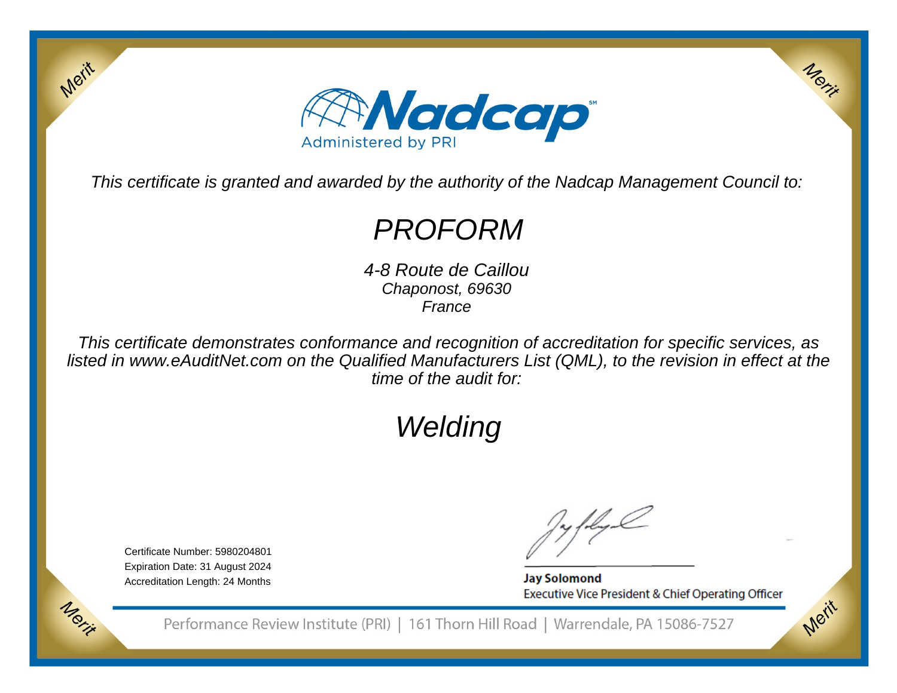Nadcap

Administered by PRI

*This certificate is granted and awarded by the authority of the Nadcap Management Council to:*

# *PROFORM*

*4-8 Route de Caillou*
*Chaponost, 69630*
*France*

*This certificate demonstrates conformance and recognition of accreditation for specific services, as listed in www.eAuditNet.com on the Qualified Manufacturers List (QML), to the revision in effect at the time of the audit for:*

# *Welding*

Certificate Number: 5980204801
Expiration Date: 31 August 2024
Accreditation Length: 24 Months

**Jay Solomond**
Executive Vice President & Chief Operating Officer

Performance Review Institute (PRI) | 161 Thorn Hill Road | Warrendale, PA 15086-7527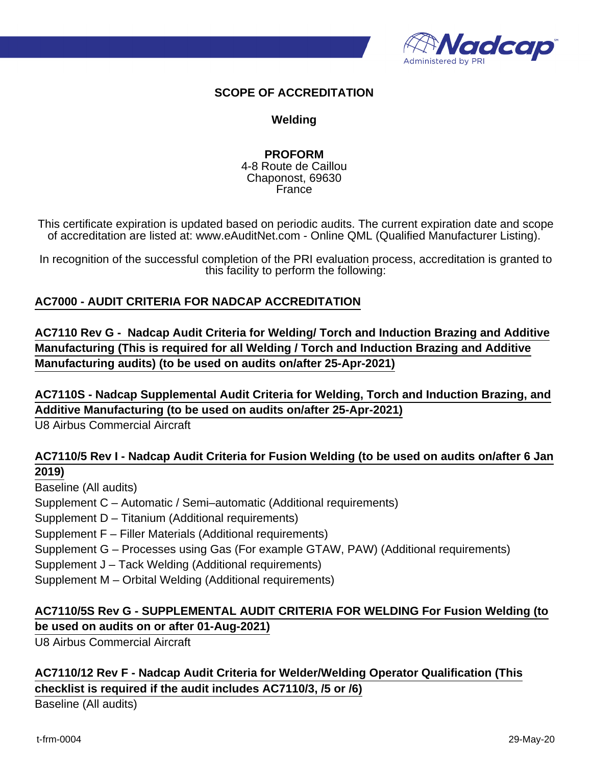# SCOPE OF ACCREDITATION

## Welding

**PROFORM**
4-8 Route de Caillou
Chaponost, 69630
France

This certificate expiration is updated based on periodic audits. The current expiration date and scope of accreditation are listed at: www.eAuditNet.com - Online QML (Qualified Manufacturer Listing).

In recognition of the successful completion of the PRI evaluation process, accreditation is granted to this facility to perform the following:

### AC7000 - AUDIT CRITERIA FOR NADCAP ACCREDITATION

### AC7110 Rev G - Nadcap Audit Criteria for Welding/ Torch and Induction Brazing and Additive Manufacturing (This is required for all Welding / Torch and Induction Brazing and Additive Manufacturing audits) (to be used on audits on/after 25-Apr-2021)

### AC7110S - Nadcap Supplemental Audit Criteria for Welding, Torch and Induction Brazing, and Additive Manufacturing (to be used on audits on/after 25-Apr-2021)

U8 Airbus Commercial Aircraft

### AC7110/5 Rev I - Nadcap Audit Criteria for Fusion Welding (to be used on audits on/after 6 Jan 2019)

Baseline (All audits)
Supplement C – Automatic / Semi–automatic (Additional requirements)
Supplement D – Titanium (Additional requirements)
Supplement F – Filler Materials (Additional requirements)
Supplement G – Processes using Gas (For example GTAW, PAW) (Additional requirements)
Supplement J – Tack Welding (Additional requirements)
Supplement M – Orbital Welding (Additional requirements)

### AC7110/5S Rev G - SUPPLEMENTAL AUDIT CRITERIA FOR WELDING For Fusion Welding (to be used on audits on or after 01-Aug-2021)

U8 Airbus Commercial Aircraft

### AC7110/12 Rev F - Nadcap Audit Criteria for Welder/Welding Operator Qualification (This checklist is required if the audit includes AC7110/3, /5 or /6)

Baseline (All audits)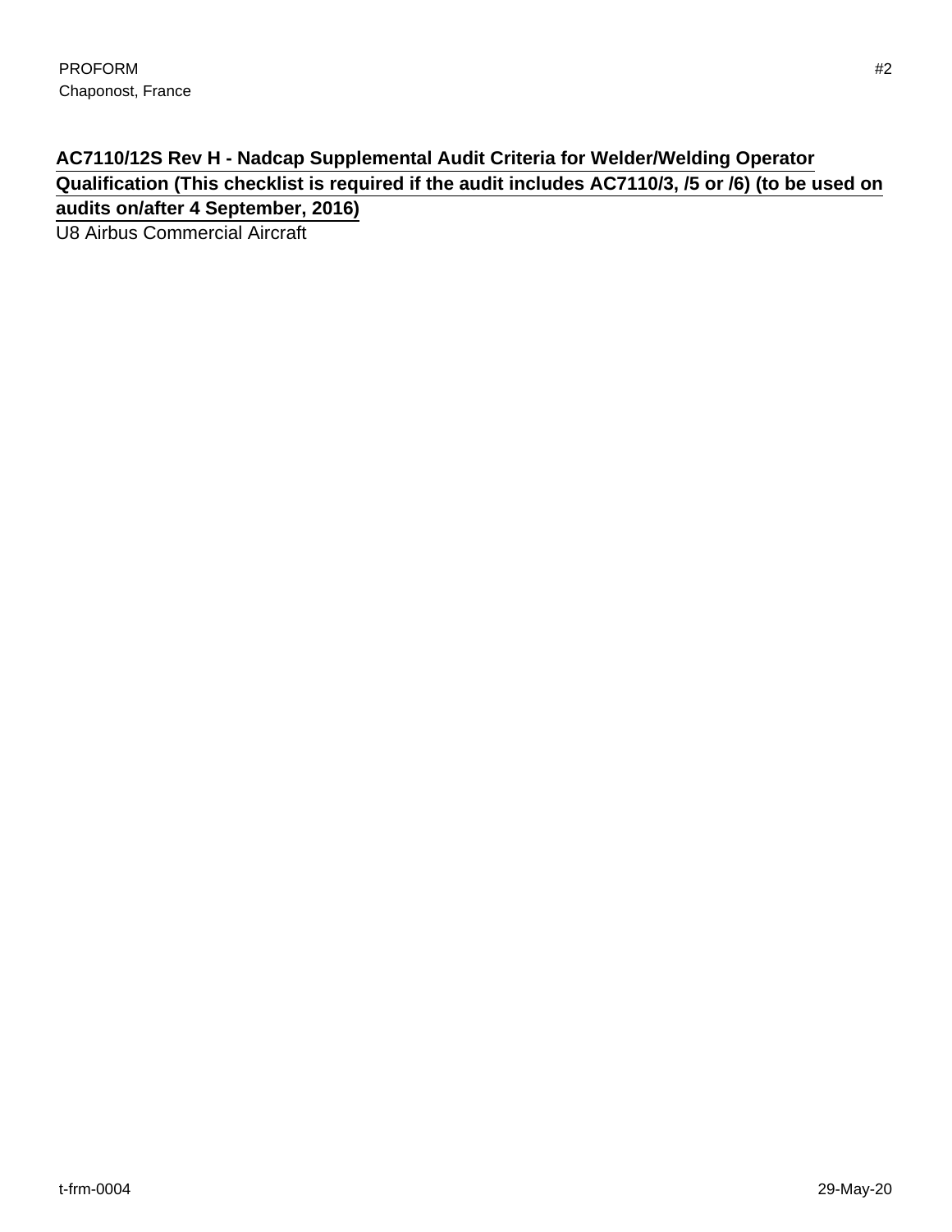**AC7110/12S Rev H - Nadcap Supplemental Audit Criteria for Welder/Welding Operator Qualification (This checklist is required if the audit includes AC7110/3, /5 or /6) (to be used on audits on/after 4 September, 2016)**

U8 Airbus Commercial Aircraft